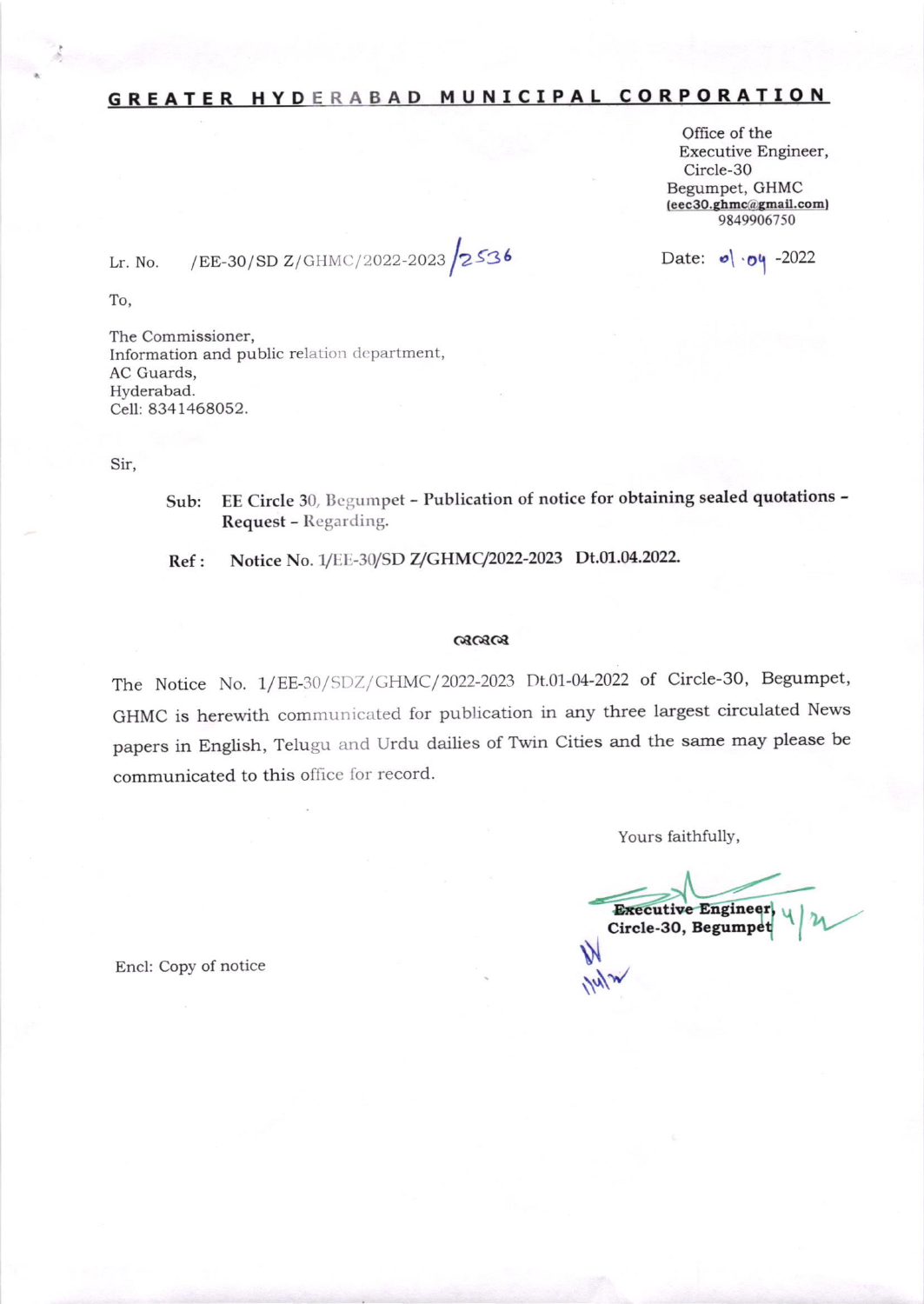# GREATER HYDERABAD MUNICIPAL CORPORATION

Office of the
Executive Engineer,
Circle-30
Begumpet, GHMC
**(eec30.ghmc@gmail.com)**
9849906750

Lr. No. /EE-30/SD Z/GHMC/2022-2023 /2536

Date: 01.04-2022

To,

The Commissioner,
Information and public relation department,
AC Guards,
Hyderabad.
Cell: 8341468052.

Sir,

**Sub: EE Circle 30, Begumpet - Publication of notice for obtaining sealed quotations - Request - Regarding.**

**Ref : Notice No. 1/EE-30/SD Z/GHMC/2022-2023 Dt.01.04.2022.**

The Notice No. 1/EE-30/SDZ/GHMC/2022-2023 Dt.01-04-2022 of Circle-30, Begumpet, GHMC is herewith communicated for publication in any three largest circulated News papers in English, Telugu and Urdu dailies of Twin Cities and the same may please be communicated to this office for record.

Yours faithfully,

**Executive Engineer,**
**Circle-30, Begumpet**

Encl: Copy of notice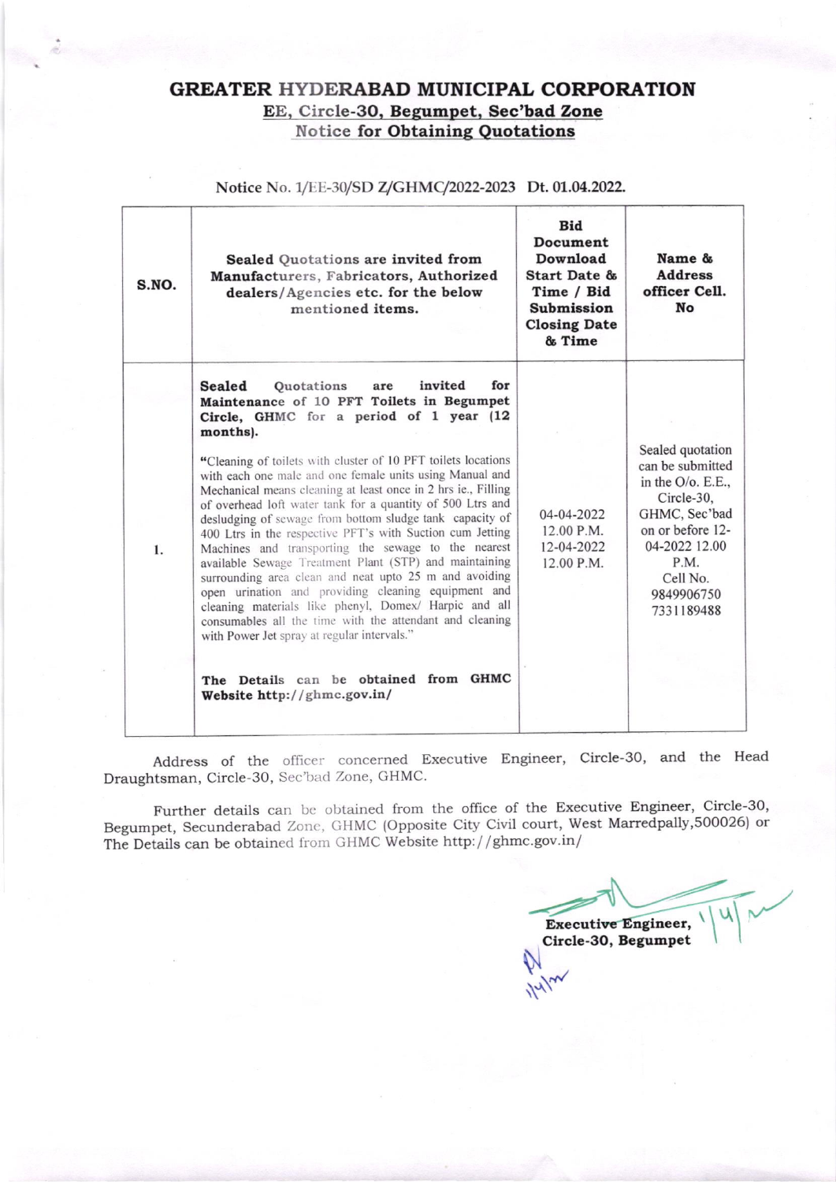# GREATER HYDERABAD MUNICIPAL CORPORATION

## EE, Circle-30, Begumpet, Sec'bad Zone

### Notice for Obtaining Quotations

Notice No. 1/EE-30/SD Z/GHMC/2022-2023 Dt. 01.04.2022.

| S.NO. | Sealed Quotations are invited from Manufacturers, Fabricators, Authorized dealers/Agencies etc. for the below mentioned items. | Bid Document Download Start Date & Time / Bid Submission Closing Date & Time | Name & Address officer Cell. No |
|---|---|---|---|
| 1. | **Sealed Quotations are invited for Maintenance of 10 PFT Toilets in Begumpet Circle, GHMC for a period of 1 year (12 months).**<br><br>"Cleaning of toilets with cluster of 10 PFT toilets locations with each one male and one female units using Manual and Mechanical means cleaning at least once in 2 hrs ie., Filling of overhead loft water tank for a quantity of 500 Ltrs and desludging of sewage from bottom sludge tank capacity of 400 Ltrs in the respective PFT's with Suction cum Jetting Machines and transporting the sewage to the nearest available Sewage Treatment Plant (STP) and maintaining surrounding area clean and neat upto 25 m and avoiding open urination and providing cleaning equipment and cleaning materials like phenyl, Domex/ Harpic and all consumables all the time with the attendant and cleaning with Power Jet spray at regular intervals."<br><br>**The Details can be obtained from GHMC Website http://ghmc.gov.in/** | 04-04-2022<br>12.00 P.M.<br>12-04-2022<br>12.00 P.M. | Sealed quotation can be submitted in the O/o. E.E., Circle-30, GHMC, Sec'bad on or before 12-04-2022 12.00 P.M.<br>Cell No.<br>9849906750<br>7331189488 |

Address of the officer concerned Executive Engineer, Circle-30, and the Head Draughtsman, Circle-30, Sec'bad Zone, GHMC.

Further details can be obtained from the office of the Executive Engineer, Circle-30, Begumpet, Secunderabad Zone, GHMC (Opposite City Civil court, West Marredpally,500026) or The Details can be obtained from GHMC Website http://ghmc.gov.in/

1/4/22

**Executive Engineer,**
**Circle-30, Begumpet**

1/4/22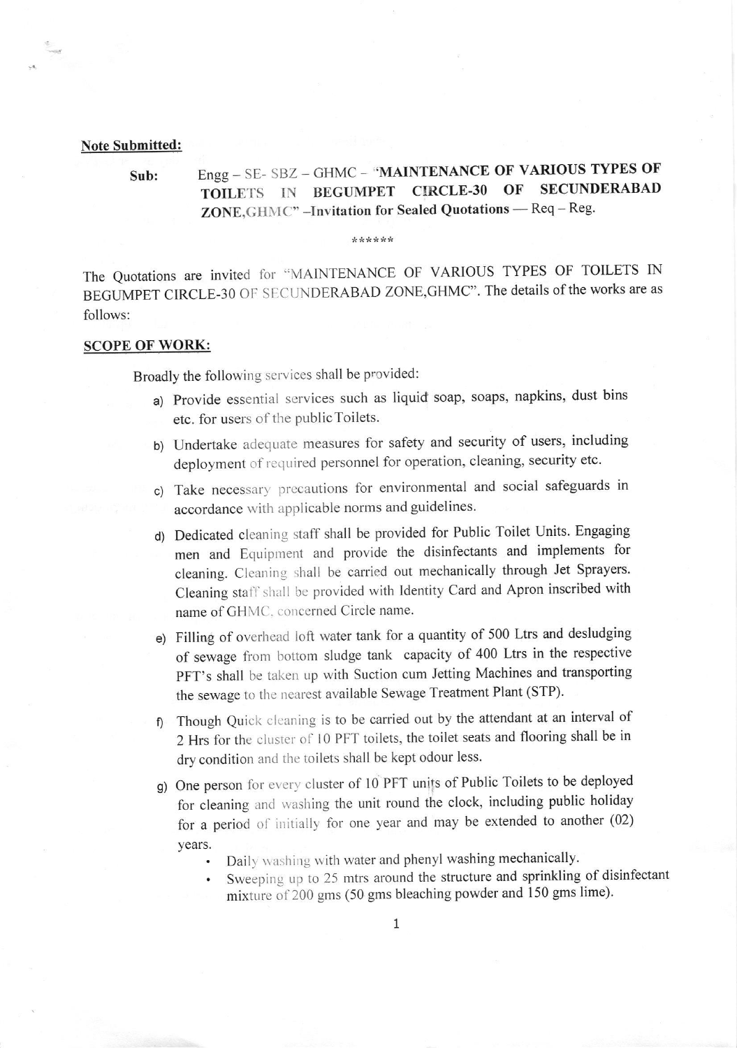**Note Submitted:**

**Sub:** Engg – SE- SBZ – GHMC – "**MAINTENANCE OF VARIOUS TYPES OF TOILETS IN BEGUMPET CIRCLE-30 OF SECUNDERABAD ZONE,GHMC" –Invitation for Sealed Quotations** — Req – Reg.

\*\*\*\*\*\*

The Quotations are invited for "MAINTENANCE OF VARIOUS TYPES OF TOILETS IN BEGUMPET CIRCLE-30 OF SECUNDERABAD ZONE,GHMC". The details of the works are as follows:

**SCOPE OF WORK:**

Broadly the following services shall be provided:

a) Provide essential services such as liquid soap, soaps, napkins, dust bins etc. for users of the public Toilets.

b) Undertake adequate measures for safety and security of users, including deployment of required personnel for operation, cleaning, security etc.

c) Take necessary precautions for environmental and social safeguards in accordance with applicable norms and guidelines.

d) Dedicated cleaning staff shall be provided for Public Toilet Units. Engaging men and Equipment and provide the disinfectants and implements for cleaning. Cleaning shall be carried out mechanically through Jet Sprayers. Cleaning staff shall be provided with Identity Card and Apron inscribed with name of GHMC, concerned Circle name.

e) Filling of overhead loft water tank for a quantity of 500 Ltrs and desludging of sewage from bottom sludge tank capacity of 400 Ltrs in the respective PFT's shall be taken up with Suction cum Jetting Machines and transporting the sewage to the nearest available Sewage Treatment Plant (STP).

f) Though Quick cleaning is to be carried out by the attendant at an interval of 2 Hrs for the cluster of 10 PFT toilets, the toilet seats and flooring shall be in dry condition and the toilets shall be kept odour less.

g) One person for every cluster of 10 PFT units of Public Toilets to be deployed for cleaning and washing the unit round the clock, including public holiday for a period of initially for one year and may be extended to another (02) years.

- Daily washing with water and phenyl washing mechanically.
- Sweeping up to 25 mtrs around the structure and sprinkling of disinfectant mixture of 200 gms (50 gms bleaching powder and 150 gms lime).